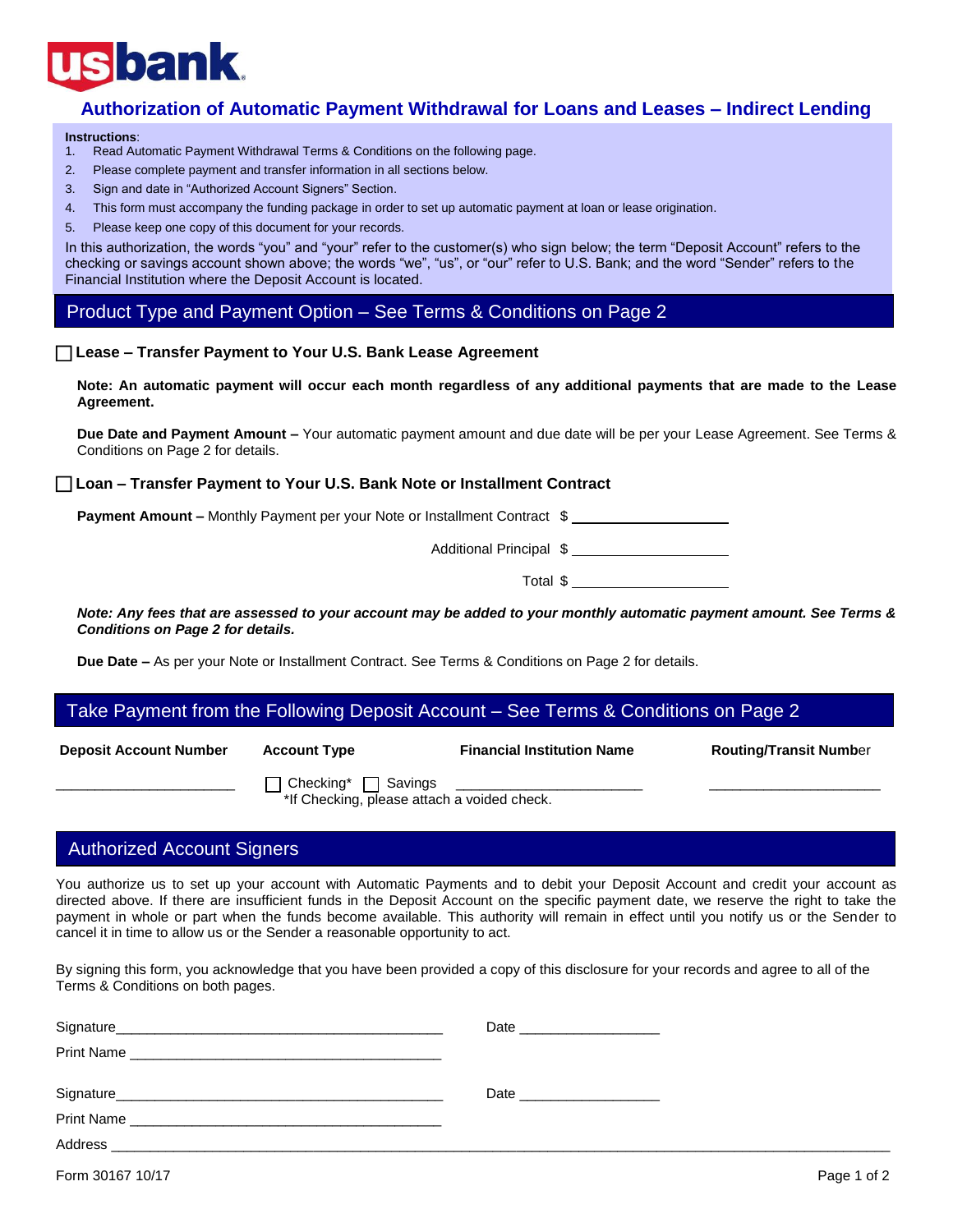usbank

# Authorization of Automatic Payment Withdrawal for Loans and Leases – Indirect Lending

**Instructions**:

1. Read Automatic Payment Withdrawal Terms & Conditions on the following page.
2. Please complete payment and transfer information in all sections below.
3. Sign and date in "Authorized Account Signers" Section.
4. This form must accompany the funding package in order to set up automatic payment at loan or lease origination.
5. Please keep one copy of this document for your records.

In this authorization, the words "you" and "your" refer to the customer(s) who sign below; the term "Deposit Account" refers to the checking or savings account shown above; the words "we", "us", or "our" refer to U.S. Bank; and the word "Sender" refers to the Financial Institution where the Deposit Account is located.

## Product Type and Payment Option – See Terms & Conditions on Page 2

☐ **Lease – Transfer Payment to Your U.S. Bank Lease Agreement**

**Note: An automatic payment will occur each month regardless of any additional payments that are made to the Lease Agreement.**

**Due Date and Payment Amount –** Your automatic payment amount and due date will be per your Lease Agreement. See Terms & Conditions on Page 2 for details.

☐ **Loan – Transfer Payment to Your U.S. Bank Note or Installment Contract**

**Payment Amount –** Monthly Payment per your Note or Installment Contract $ ____________________

Additional Principal $ ____________________

Total $ ____________________

***Note: Any fees that are assessed to your account may be added to your monthly automatic payment amount. See Terms & Conditions on Page 2 for details.***

**Due Date –** As per your Note or Installment Contract. See Terms & Conditions on Page 2 for details.

## Take Payment from the Following Deposit Account – See Terms & Conditions on Page 2

| Deposit Account Number | Account Type | Financial Institution Name | Routing/Transit Number |
|---|---|---|---|
| ______________________ | ☐ Checking* ☐ Savings<br>*If Checking, please attach a voided check. | ______________________ | ______________________ |

## Authorized Account Signers

You authorize us to set up your account with Automatic Payments and to debit your Deposit Account and credit your account as directed above. If there are insufficient funds in the Deposit Account on the specific payment date, we reserve the right to take the payment in whole or part when the funds become available. This authority will remain in effect until you notify us or the Sender to cancel it in time to allow us or the Sender a reasonable opportunity to act.

By signing this form, you acknowledge that you have been provided a copy of this disclosure for your records and agree to all of the Terms & Conditions on both pages.

Signature_____________________________________________ Date __________________

Print Name ____________________________________________

Signature_____________________________________________ Date __________________

Print Name ____________________________________________

Address ____________________________________________________________________________________________

Form 30167 10/17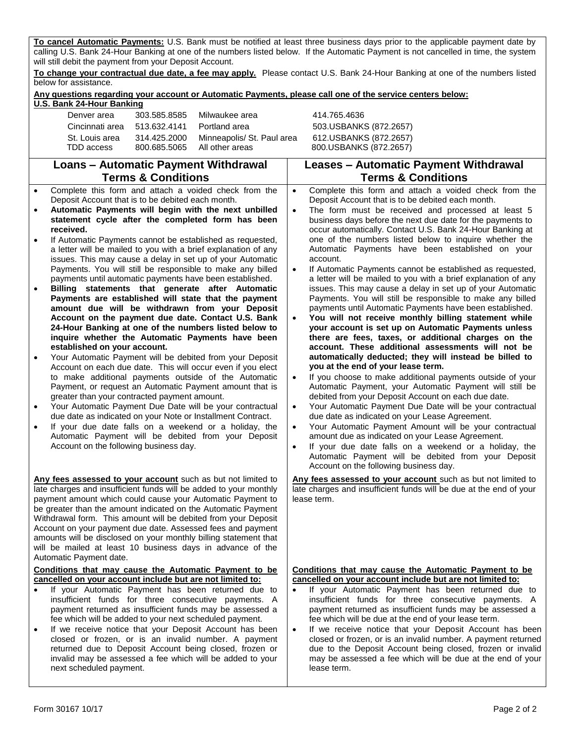**To cancel Automatic Payments:** U.S. Bank must be notified at least three business days prior to the applicable payment date by calling U.S. Bank 24-Hour Banking at one of the numbers listed below. If the Automatic Payment is not cancelled in time, the system will still debit the payment from your Deposit Account.

**To change your contractual due date, a fee may apply.** Please contact U.S. Bank 24-Hour Banking at one of the numbers listed below for assistance.

**Any questions regarding your account or Automatic Payments, please call one of the service centers below:**

**U.S. Bank 24-Hour Banking**

| | | | |
|---|---|---|---|
| Denver area | 303.585.8585 | Milwaukee area | 414.765.4636 |
| Cincinnati area | 513.632.4141 | Portland area | 503.USBANKS (872.2657) |
| St. Louis area | 314.425.2000 | Minneapolis/ St. Paul area | 612.USBANKS (872.2657) |
| TDD access | 800.685.5065 | All other areas | 800.USBANKS (872.2657) |

## Loans – Automatic Payment Withdrawal Terms & Conditions

- Complete this form and attach a voided check from the Deposit Account that is to be debited each month.
- **Automatic Payments will begin with the next unbilled statement cycle after the completed form has been received.**
- If Automatic Payments cannot be established as requested, a letter will be mailed to you with a brief explanation of any issues. This may cause a delay in set up of your Automatic Payments. You will still be responsible to make any billed payments until automatic payments have been established.
- **Billing statements that generate after Automatic Payments are established will state that the payment amount due will be withdrawn from your Deposit Account on the payment due date. Contact U.S. Bank 24-Hour Banking at one of the numbers listed below to inquire whether the Automatic Payments have been established on your account.**
- Your Automatic Payment will be debited from your Deposit Account on each due date. This will occur even if you elect to make additional payments outside of the Automatic Payment, or request an Automatic Payment amount that is greater than your contracted payment amount.
- Your Automatic Payment Due Date will be your contractual due date as indicated on your Note or Installment Contract.
- If your due date falls on a weekend or a holiday, the Automatic Payment will be debited from your Deposit Account on the following business day.

**Any fees assessed to your account** such as but not limited to late charges and insufficient funds will be added to your monthly payment amount which could cause your Automatic Payment to be greater than the amount indicated on the Automatic Payment Withdrawal form. This amount will be debited from your Deposit Account on your payment due date. Assessed fees and payment amounts will be disclosed on your monthly billing statement that will be mailed at least 10 business days in advance of the Automatic Payment date.

**Conditions that may cause the Automatic Payment to be cancelled on your account include but are not limited to:**

- If your Automatic Payment has been returned due to insufficient funds for three consecutive payments. A payment returned as insufficient funds may be assessed a fee which will be added to your next scheduled payment.
- If we receive notice that your Deposit Account has been closed or frozen, or is an invalid number. A payment returned due to Deposit Account being closed, frozen or invalid may be assessed a fee which will be added to your next scheduled payment.

## Leases – Automatic Payment Withdrawal Terms & Conditions

- Complete this form and attach a voided check from the Deposit Account that is to be debited each month.
- The form must be received and processed at least 5 business days before the next due date for the payments to occur automatically. Contact U.S. Bank 24-Hour Banking at one of the numbers listed below to inquire whether the Automatic Payments have been established on your account.
- If Automatic Payments cannot be established as requested, a letter will be mailed to you with a brief explanation of any issues. This may cause a delay in set up of your Automatic Payments. You will still be responsible to make any billed payments until Automatic Payments have been established.
- **You will not receive monthly billing statement while your account is set up on Automatic Payments unless there are fees, taxes, or additional charges on the account. These additional assessments will not be automatically deducted; they will instead be billed to you at the end of your lease term.**
- If you choose to make additional payments outside of your Automatic Payment, your Automatic Payment will still be debited from your Deposit Account on each due date.
- Your Automatic Payment Due Date will be your contractual due date as indicated on your Lease Agreement.
- Your Automatic Payment Amount will be your contractual amount due as indicated on your Lease Agreement.
- If your due date falls on a weekend or a holiday, the Automatic Payment will be debited from your Deposit Account on the following business day.

**Any fees assessed to your account** such as but not limited to late charges and insufficient funds will be due at the end of your lease term.

**Conditions that may cause the Automatic Payment to be cancelled on your account include but are not limited to:**

- If your Automatic Payment has been returned due to insufficient funds for three consecutive payments. A payment returned as insufficient funds may be assessed a fee which will be due at the end of your lease term.
- If we receive notice that your Deposit Account has been closed or frozen, or is an invalid number. A payment returned due to the Deposit Account being closed, frozen or invalid may be assessed a fee which will be due at the end of your lease term.

Form 30167 10/17